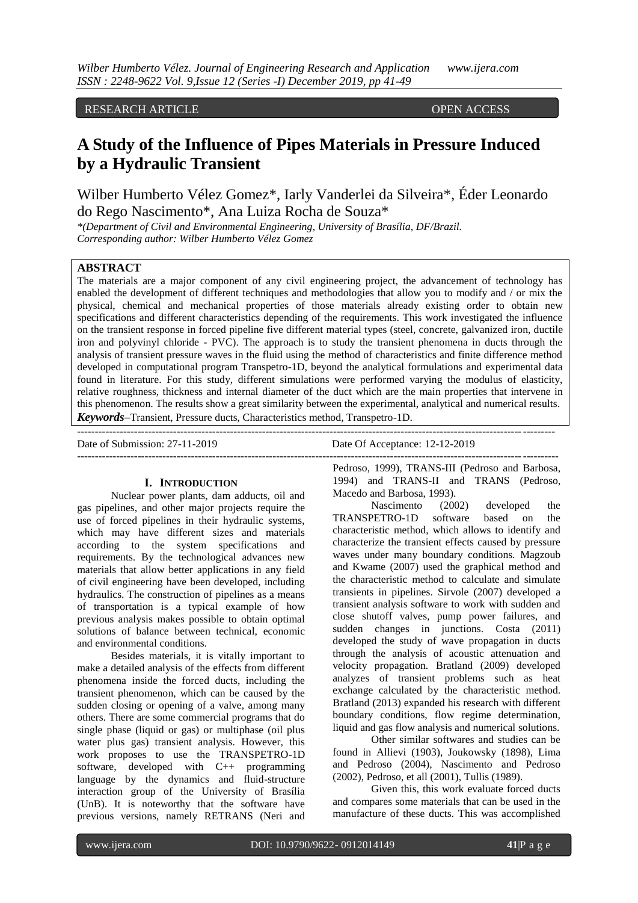RESEARCH ARTICLE OPEN ACCESS

# A Study of the Influence of Pipes Materials in Pressure Induced by a Hydraulic Transient

Wilber Humberto Vélez Gomez*, Iarly Vanderlei da Silveira*, Éder Leonardo do Rego Nascimento*, Ana Luiza Rocha de Souza*

*(Department of Civil and Environmental Engineering, University of Brasília, DF/Brazil.
Corresponding author: Wilber Humberto Vélez Gomez

## ABSTRACT

The materials are a major component of any civil engineering project, the advancement of technology has enabled the development of different techniques and methodologies that allow you to modify and / or mix the physical, chemical and mechanical properties of those materials already existing order to obtain new specifications and different characteristics depending of the requirements. This work investigated the influence on the transient response in forced pipeline five different material types (steel, concrete, galvanized iron, ductile iron and polyvinyl chloride - PVC). The approach is to study the transient phenomena in ducts through the analysis of transient pressure waves in the fluid using the method of characteristics and finite difference method developed in computational program Transpetro-1D, beyond the analytical formulations and experimental data found in literature. For this study, different simulations were performed varying the modulus of elasticity, relative roughness, thickness and internal diameter of the duct which are the main properties that intervene in this phenomenon. The results show a great similarity between the experimental, analytical and numerical results.

***Keywords*–**Transient, Pressure ducts, Characteristics method, Transpetro-1D.

Date of Submission: 27-11-2019 Date Of Acceptance: 12-12-2019

## I. INTRODUCTION

Nuclear power plants, dam adducts, oil and gas pipelines, and other major projects require the use of forced pipelines in their hydraulic systems, which may have different sizes and materials according to the system specifications and requirements. By the technological advances new materials that allow better applications in any field of civil engineering have been developed, including hydraulics. The construction of pipelines as a means of transportation is a typical example of how previous analysis makes possible to obtain optimal solutions of balance between technical, economic and environmental conditions.

Besides materials, it is vitally important to make a detailed analysis of the effects from different phenomena inside the forced ducts, including the transient phenomenon, which can be caused by the sudden closing or opening of a valve, among many others. There are some commercial programs that do single phase (liquid or gas) or multiphase (oil plus water plus gas) transient analysis. However, this work proposes to use the TRANSPETRO-1D software, developed with C++ programming language by the dynamics and fluid-structure interaction group of the University of Brasília (UnB). It is noteworthy that the software have previous versions, namely RETRANS (Neri and Pedroso, 1999), TRANS-III (Pedroso and Barbosa, 1994) and TRANS-II and TRANS (Pedroso, Macedo and Barbosa, 1993).

Nascimento (2002) developed the TRANSPETRO-1D software based on the characteristic method, which allows to identify and characterize the transient effects caused by pressure waves under many boundary conditions. Magzoub and Kwame (2007) used the graphical method and the characteristic method to calculate and simulate transients in pipelines. Sirvole (2007) developed a transient analysis software to work with sudden and close shutoff valves, pump power failures, and sudden changes in junctions. Costa (2011) developed the study of wave propagation in ducts through the analysis of acoustic attenuation and velocity propagation. Bratland (2009) developed analyzes of transient problems such as heat exchange calculated by the characteristic method. Bratland (2013) expanded his research with different boundary conditions, flow regime determination, liquid and gas flow analysis and numerical solutions.

Other similar softwares and studies can be found in Allievi (1903), Joukowsky (1898), Lima and Pedroso (2004), Nascimento and Pedroso (2002), Pedroso, et all (2001), Tullis (1989).

Given this, this work evaluate forced ducts and compares some materials that can be used in the manufacture of these ducts. This was accomplished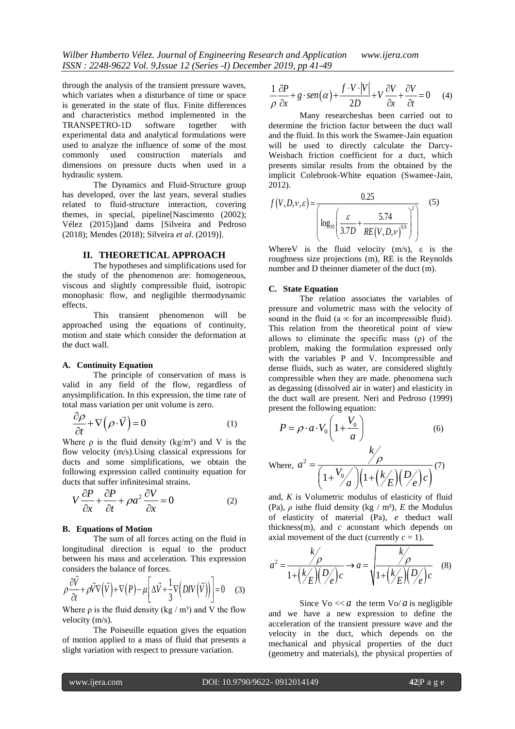through the analysis of the transient pressure waves, which variates when a disturbance of time or space is generated in the state of flux. Finite differences and characteristics method implemented in the TRANSPETRO-1D software together with experimental data and analytical formulations were used to analyze the influence of some of the most commonly used construction materials and dimensions on pressure ducts when used in a hydraulic system.

The Dynamics and Fluid-Structure group has developed, over the last years, several studies related to fluid-structure interaction, covering themes, in special, pipeline[Nascimento (2002); Vélez (2015)]and dams [Silveira and Pedroso (2018); Mendes (2018); Silveira *et al*. (2019)].

## II. THEORETICAL APPROACH

The hypotheses and simplifications used for the study of the phenomenon are: homogeneous, viscous and slightly compressible fluid, isotropic monophasic flow, and negligible thermodynamic effects.

This transient phenomenon will be approached using the equations of continuity, motion and state which consider the deformation at the duct wall.

### A. Continuity Equation

The principle of conservation of mass is valid in any field of the flow, regardless of anysimplification. In this expression, the time rate of total mass variation per unit volume is zero.

$$\frac{\partial \rho}{\partial t} + \nabla\left(\rho \cdot \vec{V}\right) = 0 \qquad (1)$$

Where ρ is the fluid density (kg/m³) and V is the flow velocity (m/s).Using classical expressions for ducts and some simplifications, we obtain the following expression called continuity equation for ducts that suffer infinitesimal strains.

$$V\frac{\partial P}{\partial x} + \frac{\partial P}{\partial t} + \rho a^2 \frac{\partial V}{\partial x} = 0 \qquad (2)$$

### B. Equations of Motion

The sum of all forces acting on the fluid in longitudinal direction is equal to the product between his mass and acceleration. This expression considers the balance of forces.

$$\rho\frac{\partial \vec{V}}{\partial t} + \rho\vec{V}\nabla\left(\vec{V}\right) + \nabla\left(P\right) - \mu\left[\Delta\vec{V} + \frac{1}{3}\nabla\left(DIV\left(\vec{V}\right)\right)\right] = 0 \qquad (3)$$

Where ρ is the fluid density (kg / m³) and V the flow velocity (m/s).

The Poiseuille equation gives the equation of motion applied to a mass of fluid that presents a slight variation with respect to pressure variation.

$$\frac{1}{\rho}\frac{\partial P}{\partial x} + g \cdot sen\left(\alpha\right) + \frac{f \cdot V \cdot \left|V\right|}{2D} + V\frac{\partial V}{\partial x} + \frac{\partial V}{\partial t} = 0 \qquad (4)$$

Many researcheshas been carried out to determine the friction factor between the duct wall and the fluid. In this work the Swamee-Jain equation will be used to directly calculate the Darcy-Weisbach friction coefficient for a duct, which presents similar results from the obtained by the implicit Colebrook-White equation (Swamee-Jain, 2012).

$$f\left(V, D, \nu, \varepsilon\right) = \frac{0.25}{\left(\log_{10}\left(\frac{\varepsilon}{3.7D} + \frac{5.74}{RE\left(V, D, \nu\right)^{0.9}}\right)^2\right)} \qquad (5)$$

WhereV is the fluid velocity (m/s), ε is the roughness size projections (m), RE is the Reynolds number and D theinner diameter of the duct (m).

### C. State Equation

The relation associates the variables of pressure and volumetric mass with the velocity of sound in the fluid (a ∞ for an incompressible fluid). This relation from the theoretical point of view allows to eliminate the specific mass (ρ) of the problem, making the formulation expressed only with the variables P and V. Incompressible and dense fluids, such as water, are considered slightly compressible when they are made. phenomena such as degassing (dissolved air in water) and elasticity in the duct wall are present. Neri and Pedroso (1999) present the following equation:

$$P = \rho \cdot a \cdot V_0\left(1 + \frac{V_0}{a}\right) \qquad (6)$$

Where, $$a^2 = \frac{k/\rho}{\left(1 + V_0/a\right)\left(1 + \left(k/E\right)\left(D/e\right)c\right)} \qquad (7)$$

and, *K* is Volumetric modulus of elasticity of fluid (Pa), *ρ* isthe fluid density (kg / m³), *E* the Modulus of elasticity of material (Pa), *e* theduct wall thickness(m), and *c* aconstant which depends on axial movement of the duct (currently *c* = 1).

$$a^2 = \frac{k/\rho}{1 + \left(k/E\right)\left(D/e\right)c} \rightarrow a = \sqrt{\frac{k/\rho}{1 + \left(k/E\right)\left(D/e\right)c}} \qquad (8)$$

Since $V_0 << a$ the term $V_0/a$ is negligible and we have a new expression to define the acceleration of the transient pressure wave and the velocity in the duct, which depends on the mechanical and physical properties of the duct (geometry and materials), the physical properties of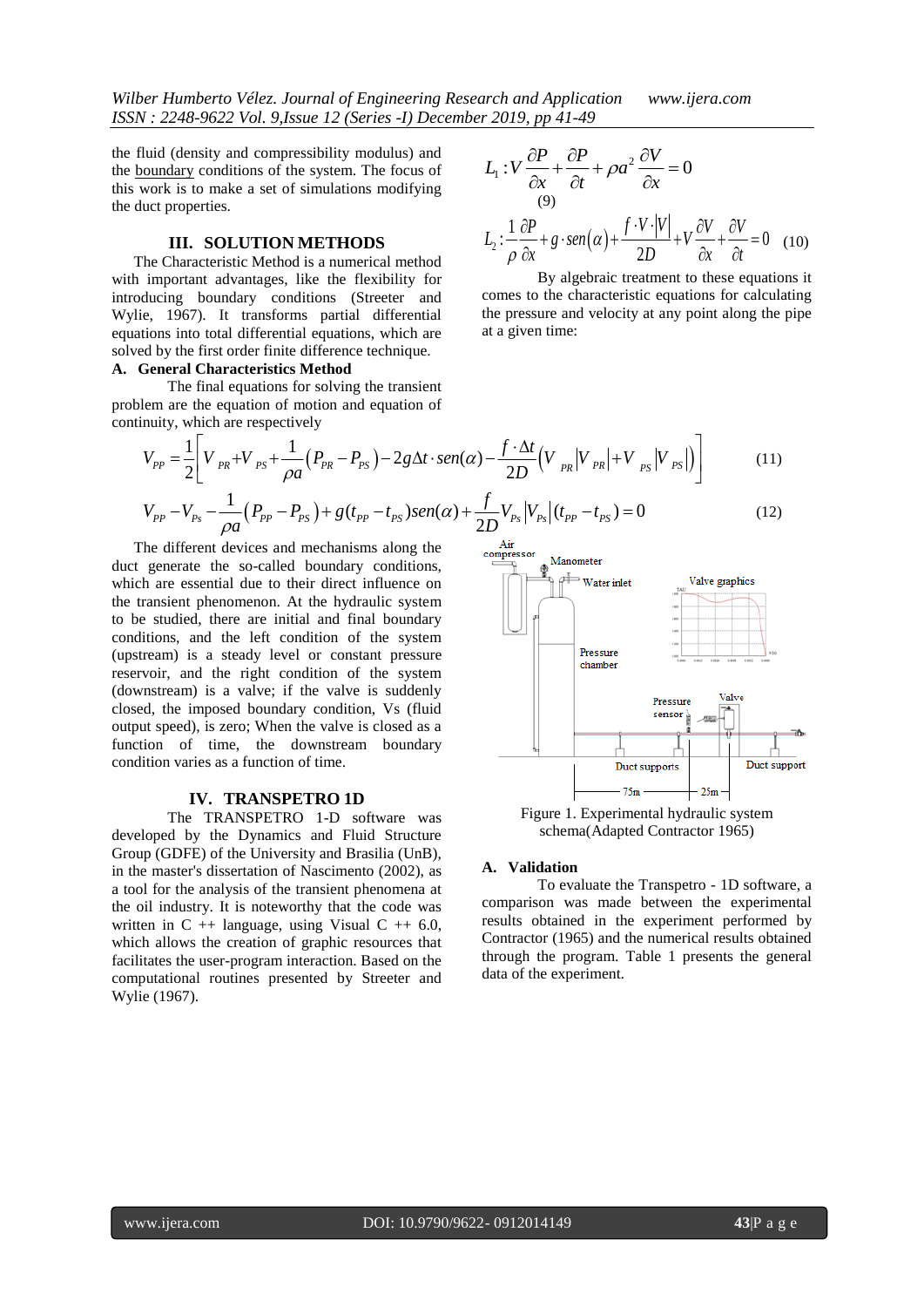the fluid (density and compressibility modulus) and the boundary conditions of the system. The focus of this work is to make a set of simulations modifying the duct properties.

## III. SOLUTION METHODS

The Characteristic Method is a numerical method with important advantages, like the flexibility for introducing boundary conditions (Streeter and Wylie, 1967). It transforms partial differential equations into total differential equations, which are solved by the first order finite difference technique.

### A. General Characteristics Method

The final equations for solving the transient problem are the equation of motion and equation of continuity, which are respectively

$$L_1 : V\frac{\partial P}{\partial x} + \frac{\partial P}{\partial t} + \rho a^2 \frac{\partial V}{\partial x} = 0 \quad (9)$$

$$L_2 : \frac{1}{\rho}\frac{\partial P}{\partial x} + g \cdot sen(\alpha) + \frac{f \cdot V \cdot |V|}{2D} + V\frac{\partial V}{\partial x} + \frac{\partial V}{\partial t} = 0 \quad (10)$$

By algebraic treatment to these equations it comes to the characteristic equations for calculating the pressure and velocity at any point along the pipe at a given time:

$$V_{PP} = \frac{1}{2}\left[V_{PR} + V_{PS} + \frac{1}{\rho a}\left(P_{PR} - P_{PS}\right) - 2g\Delta t \cdot sen(\alpha) - \frac{f \cdot \Delta t}{2D}\left(V_{PR}\left|V_{PR}\right| + V_{PS}\left|V_{PS}\right|\right)\right] \quad (11)$$

$$V_{PP} - V_{Ps} - \frac{1}{\rho a}\left(P_{PP} - P_{PS}\right) + g(t_{PP} - t_{PS})sen(\alpha) + \frac{f}{2D}V_{Ps}\left|V_{Ps}\right|(t_{PP} - t_{PS}) = 0 \quad (12)$$

The different devices and mechanisms along the duct generate the so-called boundary conditions, which are essential due to their direct influence on the transient phenomenon. At the hydraulic system to be studied, there are initial and final boundary conditions, and the left condition of the system (upstream) is a steady level or constant pressure reservoir, and the right condition of the system (downstream) is a valve; if the valve is suddenly closed, the imposed boundary condition, Vs (fluid output speed), is zero; When the valve is closed as a function of time, the downstream boundary condition varies as a function of time.

Figure 1. Experimental hydraulic system schema(Adapted Contractor 1965)

## IV. TRANSPETRO 1D

The TRANSPETRO 1-D software was developed by the Dynamics and Fluid Structure Group (GDFE) of the University and Brasilia (UnB), in the master's dissertation of Nascimento (2002), as a tool for the analysis of the transient phenomena at the oil industry. It is noteworthy that the code was written in C ++ language, using Visual C ++ 6.0, which allows the creation of graphic resources that facilitates the user-program interaction. Based on the computational routines presented by Streeter and Wylie (1967).

### A. Validation

To evaluate the Transpetro - 1D software, a comparison was made between the experimental results obtained in the experiment performed by Contractor (1965) and the numerical results obtained through the program. Table 1 presents the general data of the experiment.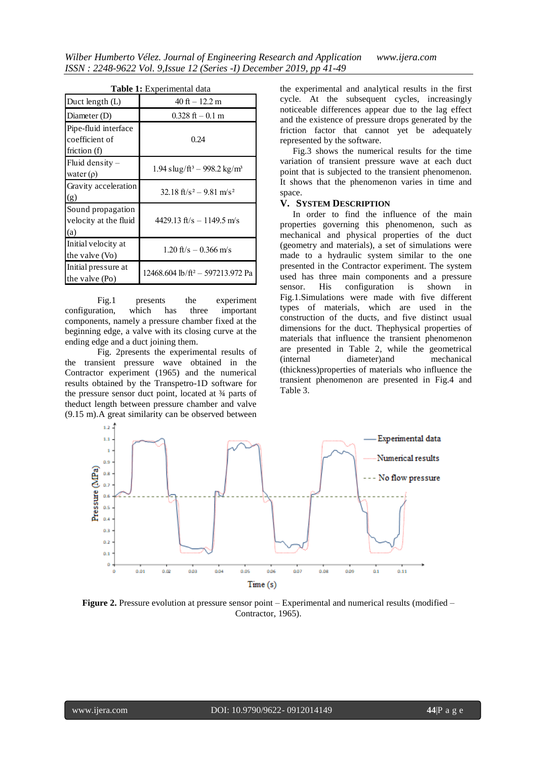**Table 1:** Experimental data

| | |
|---|---|
| Duct length (L) | 40 ft – 12.2 m |
| Diameter (D) | 0.328 ft – 0.1 m |
| Pipe-fluid interface coefficient of friction (f) | 0.24 |
| Fluid density – water (ρ) | 1.94 slug/ft³ – 998.2 kg/m³ |
| Gravity acceleration (g) | 32.18 ft/s² – 9.81 m/s² |
| Sound propagation velocity at the fluid (a) | 4429.13 ft/s – 1149.5 m/s |
| Initial velocity at the valve (Vo) | 1.20 ft/s – 0.366 m/s |
| Initial pressure at the valve (Po) | 12468.604 lb/ft² – 597213.972 Pa |

Fig.1 presents the experiment configuration, which has three important components, namely a pressure chamber fixed at the beginning edge, a valve with its closing curve at the ending edge and a duct joining them.

Fig. 2presents the experimental results of the transient pressure wave obtained in the Contractor experiment (1965) and the numerical results obtained by the Transpetro-1D software for the pressure sensor duct point, located at ¾ parts of theduct length between pressure chamber and valve (9.15 m).A great similarity can be observed between the experimental and analytical results in the first cycle. At the subsequent cycles, increasingly noticeable differences appear due to the lag effect and the existence of pressure drops generated by the friction factor that cannot yet be adequately represented by the software.

Fig.3 shows the numerical results for the time variation of transient pressure wave at each duct point that is subjected to the transient phenomenon. It shows that the phenomenon varies in time and space.

## V. System Description

In order to find the influence of the main properties governing this phenomenon, such as mechanical and physical properties of the duct (geometry and materials), a set of simulations were made to a hydraulic system similar to the one presented in the Contractor experiment. The system used has three main components and a pressure sensor. His configuration is shown in Fig.1.Simulations were made with five different types of materials, which are used in the construction of the ducts, and five distinct usual dimensions for the duct. Thephysical properties of materials that influence the transient phenomenon are presented in Table 2, while the geometrical (internal diameter)and mechanical (thickness)properties of materials who influence the transient phenomenon are presented in Fig.4 and Table 3.

**Figure 2.** Pressure evolution at pressure sensor point – Experimental and numerical results (modified – Contractor, 1965).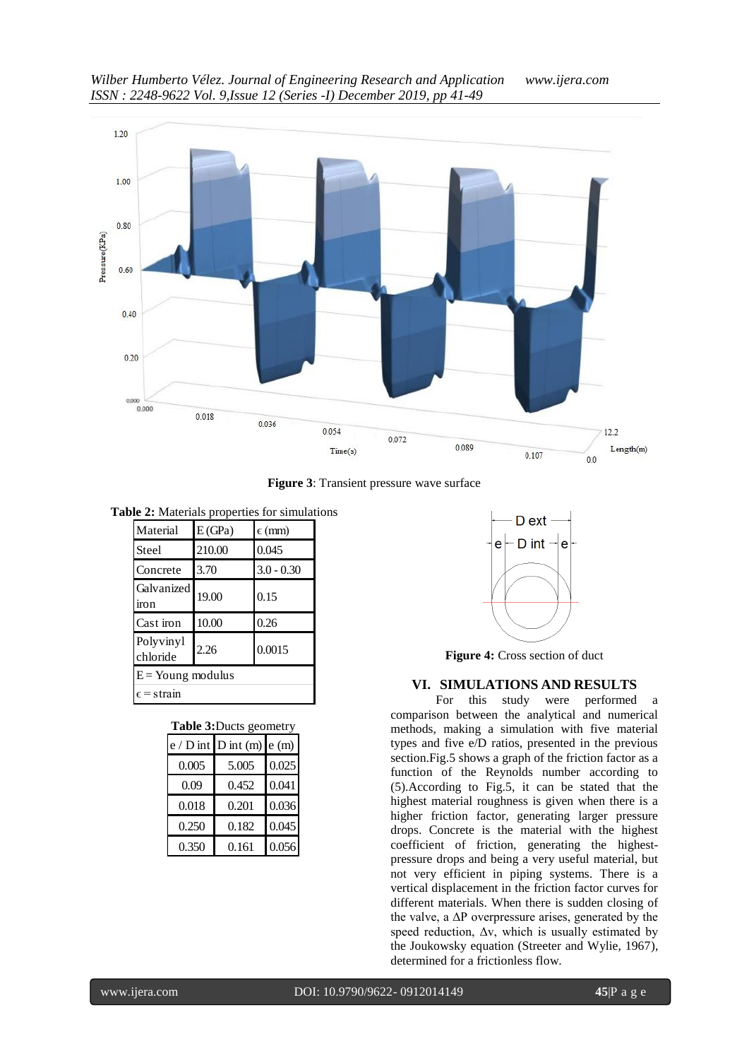**Figure 3**: Transient pressure wave surface

**Table 2:** Materials properties for simulations

| Material | E (GPa) | ϵ (mm) |
|---|---|---|
| Steel | 210.00 | 0.045 |
| Concrete | 3.70 | 3.0 - 0.30 |
| Galvanized iron | 19.00 | 0.15 |
| Cast iron | 10.00 | 0.26 |
| Polyvinyl chloride | 2.26 | 0.0015 |
| E = Young modulus | | |
| ϵ = strain | | |

**Table 3:** Ducts geometry

| e / D int | D int (m) | e (m) |
|---|---|---|
| 0.005 | 5.005 | 0.025 |
| 0.09 | 0.452 | 0.041 |
| 0.018 | 0.201 | 0.036 |
| 0.250 | 0.182 | 0.045 |
| 0.350 | 0.161 | 0.056 |

**Figure 4:** Cross section of duct

## VI. SIMULATIONS AND RESULTS

For this study were performed a comparison between the analytical and numerical methods, making a simulation with five material types and five e/D ratios, presented in the previous section.Fig.5 shows a graph of the friction factor as a function of the Reynolds number according to (5).According to Fig.5, it can be stated that the highest material roughness is given when there is a higher friction factor, generating larger pressure drops. Concrete is the material with the highest coefficient of friction, generating the highest-pressure drops and being a very useful material, but not very efficient in piping systems. There is a vertical displacement in the friction factor curves for different materials. When there is sudden closing of the valve, a $\Delta P$ overpressure arises, generated by the speed reduction, $\Delta v$, which is usually estimated by the Joukowsky equation (Streeter and Wylie, 1967), determined for a frictionless flow.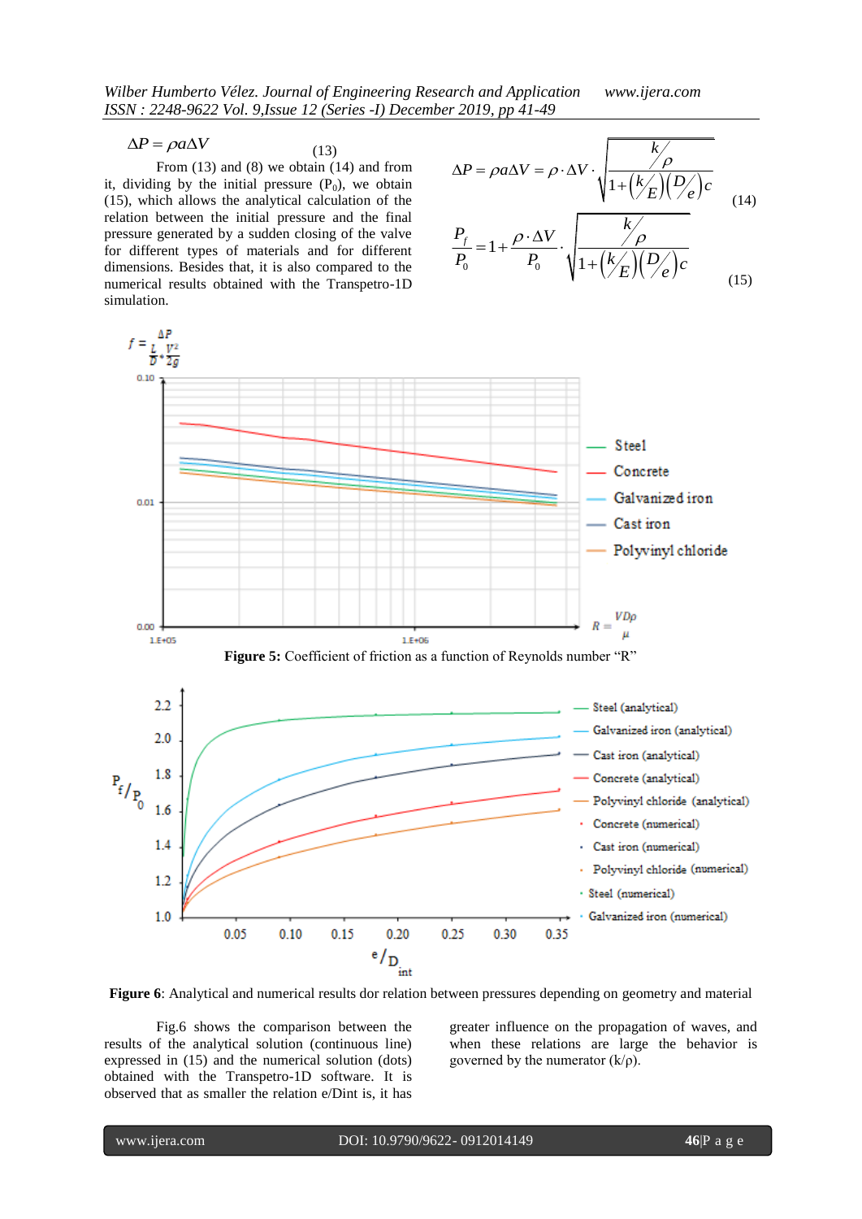$$\Delta P = \rho a \Delta V \quad (13)$$

From (13) and (8) we obtain (14) and from it, dividing by the initial pressure ($P_0$), we obtain (15), which allows the analytical calculation of the relation between the initial pressure and the final pressure generated by a sudden closing of the valve for different types of materials and for different dimensions. Besides that, it is also compared to the numerical results obtained with the Transpetro-1D simulation.

$$\Delta P = \rho a \Delta V = \rho \cdot \Delta V \cdot \sqrt{\frac{k/\rho}{1+\left(k/E\right)\left(D/e\right)c}} \quad (14)$$

$$\frac{P_f}{P_0} = 1 + \frac{\rho \cdot \Delta V}{P_0} \cdot \sqrt{\frac{k/\rho}{1+\left(k/E\right)\left(D/e\right)c}} \quad (15)$$

**Figure 5:** Coefficient of friction as a function of Reynolds number "R"

**Figure 6**: Analytical and numerical results dor relation between pressures depending on geometry and material

Fig.6 shows the comparison between the results of the analytical solution (continuous line) expressed in (15) and the numerical solution (dots) obtained with the Transpetro-1D software. It is observed that as smaller the relation e/Dint is, it has greater influence on the propagation of waves, and when these relations are large the behavior is governed by the numerator (k/ρ).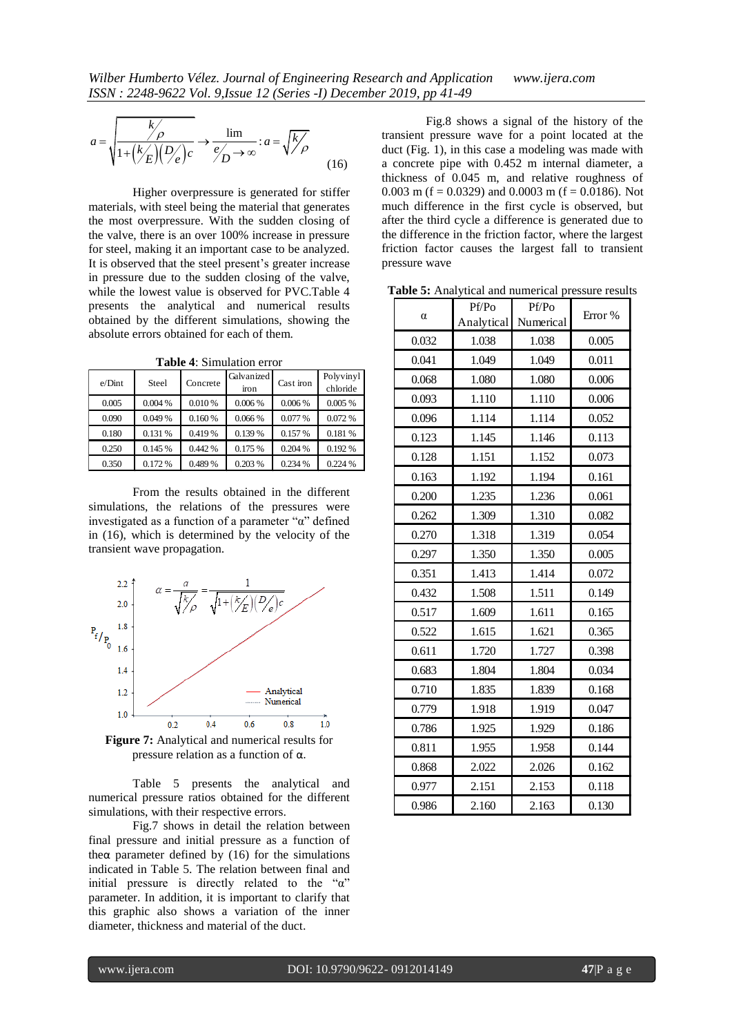$$a = \sqrt{\frac{k/\rho}{1+\left(k/E\right)\left(D/e\right)c}} \rightarrow \lim_{e/D \rightarrow \infty} : a = \sqrt{k/\rho} \quad (16)$$

Higher overpressure is generated for stiffer materials, with steel being the material that generates the most overpressure. With the sudden closing of the valve, there is an over 100% increase in pressure for steel, making it an important case to be analyzed. It is observed that the steel present's greater increase in pressure due to the sudden closing of the valve, while the lowest value is observed for PVC.Table 4 presents the analytical and numerical results obtained by the different simulations, showing the absolute errors obtained for each of them.

**Table 4**: Simulation error

| e/Dint | Steel | Concrete | Galvanized iron | Cast iron | Polyvinyl chloride |
|---|---|---|---|---|---|
| 0.005 | 0.004 % | 0.010 % | 0.006 % | 0.006 % | 0.005 % |
| 0.090 | 0.049 % | 0.160 % | 0.066 % | 0.077 % | 0.072 % |
| 0.180 | 0.131 % | 0.419 % | 0.139 % | 0.157 % | 0.181 % |
| 0.250 | 0.145 % | 0.442 % | 0.175 % | 0.204 % | 0.192 % |
| 0.350 | 0.172 % | 0.489 % | 0.203 % | 0.234 % | 0.224 % |

From the results obtained in the different simulations, the relations of the pressures were investigated as a function of a parameter "α" defined in (16), which is determined by the velocity of the transient wave propagation.

$$\alpha = \frac{a}{\sqrt{k/\rho}} = \frac{1}{\sqrt{1+\left(k/E\right)\left(D/e\right)c}}$$

**Figure 7:** Analytical and numerical results for pressure relation as a function of α.

Table 5 presents the analytical and numerical pressure ratios obtained for the different simulations, with their respective errors.

Fig.7 shows in detail the relation between final pressure and initial pressure as a function of theα parameter defined by (16) for the simulations indicated in Table 5. The relation between final and initial pressure is directly related to the "α" parameter. In addition, it is important to clarify that this graphic also shows a variation of the inner diameter, thickness and material of the duct.

Fig.8 shows a signal of the history of the transient pressure wave for a point located at the duct (Fig. 1), in this case a modeling was made with a concrete pipe with 0.452 m internal diameter, a thickness of 0.045 m, and relative roughness of 0.003 m (f = 0.0329) and 0.0003 m (f = 0.0186). Not much difference in the first cycle is observed, but after the third cycle a difference is generated due to the difference in the friction factor, where the largest friction factor causes the largest fall to transient pressure wave

**Table 5:** Analytical and numerical pressure results

| α | Pf/Po Analytical | Pf/Po Numerical | Error % |
|---|---|---|---|
| 0.032 | 1.038 | 1.038 | 0.005 |
| 0.041 | 1.049 | 1.049 | 0.011 |
| 0.068 | 1.080 | 1.080 | 0.006 |
| 0.093 | 1.110 | 1.110 | 0.006 |
| 0.096 | 1.114 | 1.114 | 0.052 |
| 0.123 | 1.145 | 1.146 | 0.113 |
| 0.128 | 1.151 | 1.152 | 0.073 |
| 0.163 | 1.192 | 1.194 | 0.161 |
| 0.200 | 1.235 | 1.236 | 0.061 |
| 0.262 | 1.309 | 1.310 | 0.082 |
| 0.270 | 1.318 | 1.319 | 0.054 |
| 0.297 | 1.350 | 1.350 | 0.005 |
| 0.351 | 1.413 | 1.414 | 0.072 |
| 0.432 | 1.508 | 1.511 | 0.149 |
| 0.517 | 1.609 | 1.611 | 0.165 |
| 0.522 | 1.615 | 1.621 | 0.365 |
| 0.611 | 1.720 | 1.727 | 0.398 |
| 0.683 | 1.804 | 1.804 | 0.034 |
| 0.710 | 1.835 | 1.839 | 0.168 |
| 0.779 | 1.918 | 1.919 | 0.047 |
| 0.786 | 1.925 | 1.929 | 0.186 |
| 0.811 | 1.955 | 1.958 | 0.144 |
| 0.868 | 2.022 | 2.026 | 0.162 |
| 0.977 | 2.151 | 2.153 | 0.118 |
| 0.986 | 2.160 | 2.163 | 0.130 |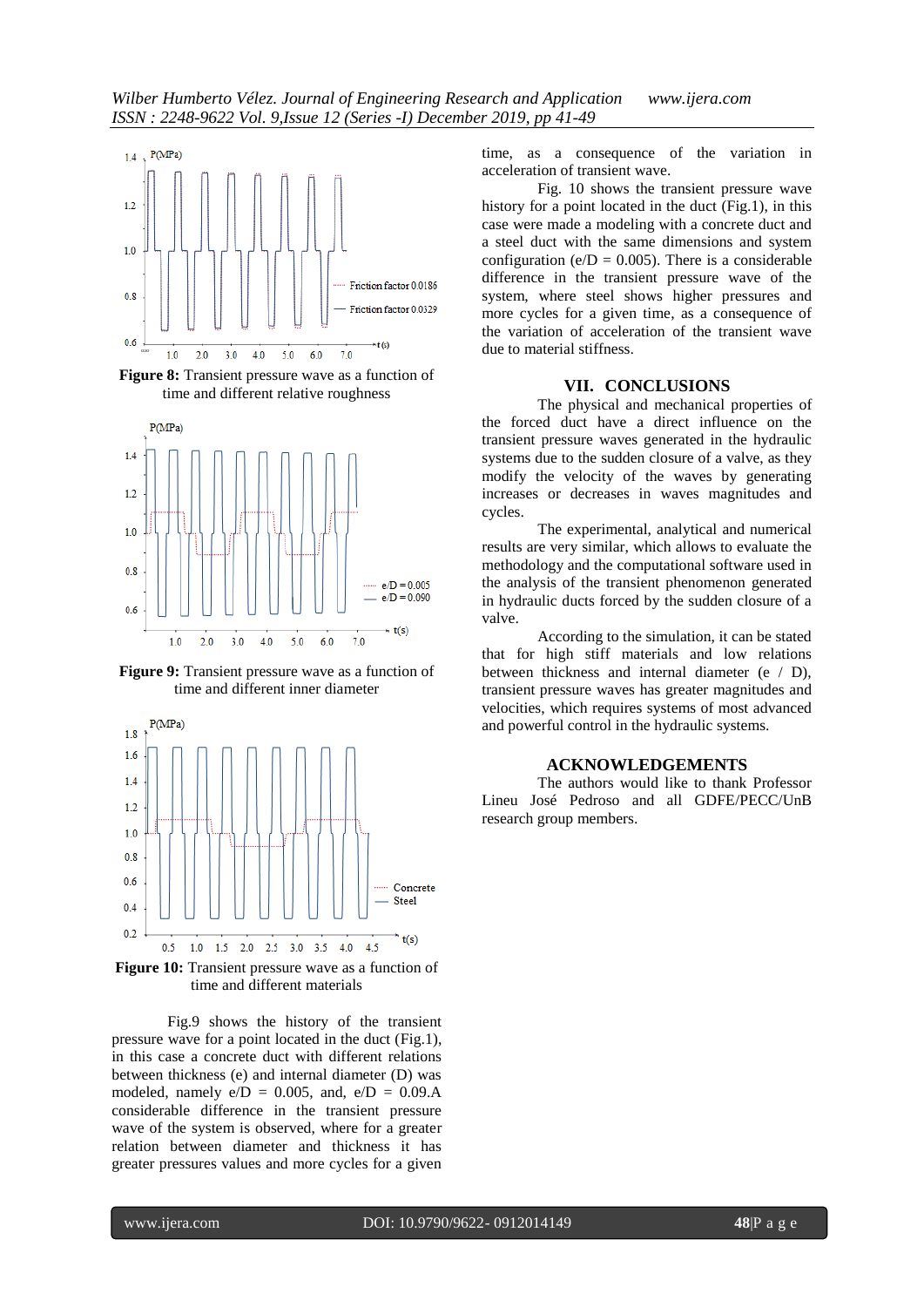Figure 8: Transient pressure wave as a function of time and different relative roughness

Figure 9: Transient pressure wave as a function of time and different inner diameter

Figure 10: Transient pressure wave as a function of time and different materials

Fig.9 shows the history of the transient pressure wave for a point located in the duct (Fig.1), in this case a concrete duct with different relations between thickness (e) and internal diameter (D) was modeled, namely e/D = 0.005, and, e/D = 0.09.A considerable difference in the transient pressure wave of the system is observed, where for a greater relation between diameter and thickness it has greater pressures values and more cycles for a given time, as a consequence of the variation in acceleration of transient wave.

Fig. 10 shows the transient pressure wave history for a point located in the duct (Fig.1), in this case were made a modeling with a concrete duct and a steel duct with the same dimensions and system configuration (e/D = 0.005). There is a considerable difference in the transient pressure wave of the system, where steel shows higher pressures and more cycles for a given time, as a consequence of the variation of acceleration of the transient wave due to material stiffness.

## VII. CONCLUSIONS

The physical and mechanical properties of the forced duct have a direct influence on the transient pressure waves generated in the hydraulic systems due to the sudden closure of a valve, as they modify the velocity of the waves by generating increases or decreases in waves magnitudes and cycles.

The experimental, analytical and numerical results are very similar, which allows to evaluate the methodology and the computational software used in the analysis of the transient phenomenon generated in hydraulic ducts forced by the sudden closure of a valve.

According to the simulation, it can be stated that for high stiff materials and low relations between thickness and internal diameter (e / D), transient pressure waves has greater magnitudes and velocities, which requires systems of most advanced and powerful control in the hydraulic systems.

## ACKNOWLEDGEMENTS

The authors would like to thank Professor Lineu José Pedroso and all GDFE/PECC/UnB research group members.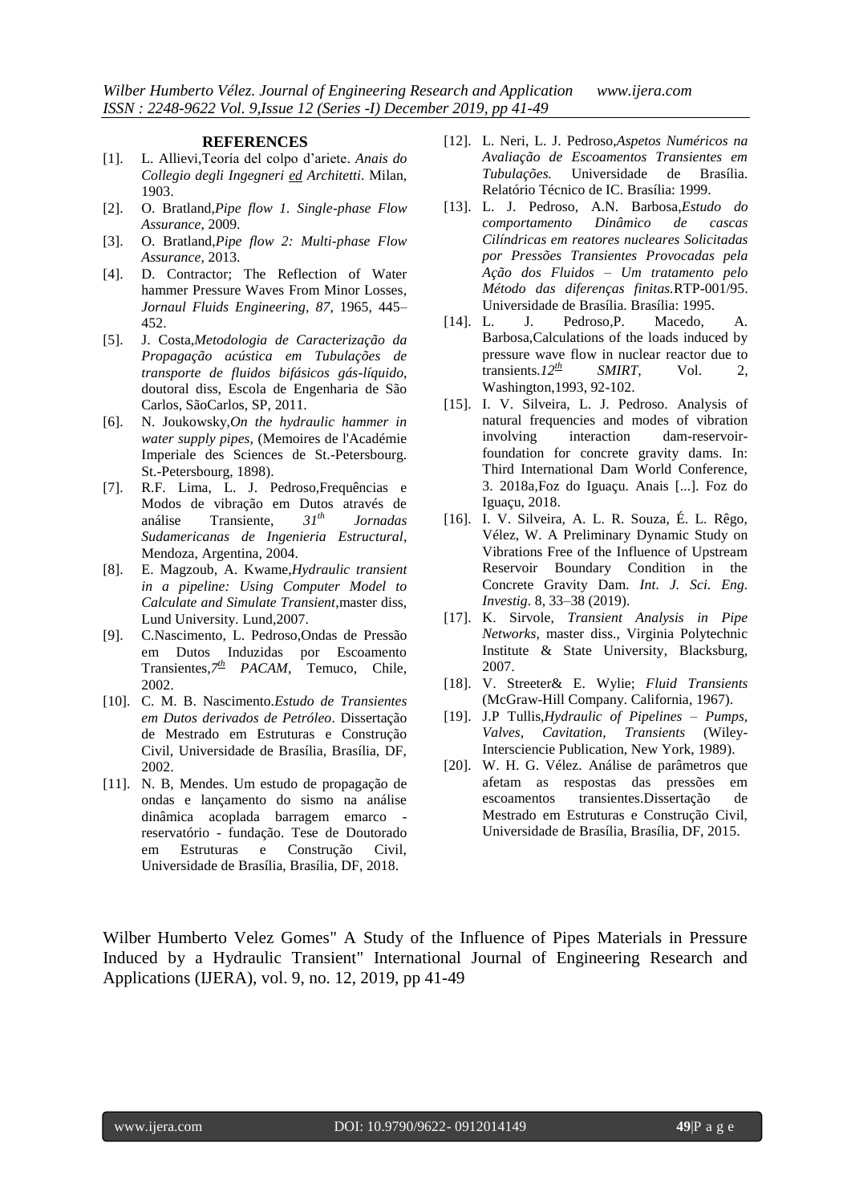## REFERENCES

[1]. L. Allievi,Teoría del colpo d'ariete. *Anais do Collegio degli Ingegneri ed Architetti*. Milan, 1903.

[2]. O. Bratland,*Pipe flow 1. Single-phase Flow Assurance,* 2009.

[3]. O. Bratland,*Pipe flow 2: Multi-phase Flow Assurance,* 2013.

[4]. D. Contractor; The Reflection of Water hammer Pressure Waves From Minor Losses, *Jornaul Fluids Engineering, 87*, 1965, 445–452.

[5]. J. Costa,*Metodologia de Caracterização da Propagação acústica em Tubulações de transporte de fluidos bifásicos gás-líquido*, doutoral diss, Escola de Engenharia de São Carlos, SãoCarlos, SP, 2011.

[6]. N. Joukowsky,*On the hydraulic hammer in water supply pipes,* (Memoires de l'Académie Imperiale des Sciences de St.-Petersbourg. St.-Petersbourg, 1898).

[7]. R.F. Lima, L. J. Pedroso,Frequências e Modos de vibração em Dutos através de análise Transiente, *31th Jornadas Sudamericanas de Ingenieria Estructural*, Mendoza, Argentina, 2004.

[8]. E. Magzoub, A. Kwame,*Hydraulic transient in a pipeline: Using Computer Model to Calculate and Simulate Transient*,master diss, Lund University. Lund,2007.

[9]. C.Nascimento, L. Pedroso,Ondas de Pressão em Dutos Induzidas por Escoamento Transientes,*7th PACAM*, Temuco, Chile, 2002.

[10]. C. M. B. Nascimento.*Estudo de Transientes em Dutos derivados de Petróleo*. Dissertação de Mestrado em Estruturas e Construção Civil, Universidade de Brasília, Brasília, DF, 2002.

[11]. N. B, Mendes. Um estudo de propagação de ondas e lançamento do sismo na análise dinâmica acoplada barragem emarco - reservatório - fundação. Tese de Doutorado em Estruturas e Construção Civil, Universidade de Brasília, Brasília, DF, 2018.

[12]. L. Neri, L. J. Pedroso,*Aspetos Numéricos na Avaliação de Escoamentos Transientes em Tubulações.* Universidade de Brasília. Relatório Técnico de IC. Brasília: 1999.

[13]. L. J. Pedroso, A.N. Barbosa,*Estudo do comportamento Dinâmico de cascas Cilíndricas em reatores nucleares Solicitadas por Pressões Transientes Provocadas pela Ação dos Fluidos – Um tratamento pelo Método das diferenças finitas.*RTP-001/95. Universidade de Brasília. Brasília: 1995.

[14]. L. J. Pedroso,P. Macedo, A. Barbosa,Calculations of the loads induced by pressure wave flow in nuclear reactor due to transients.*12th SMIRT*, Vol. 2, Washington,1993, 92-102.

[15]. I. V. Silveira, L. J. Pedroso. Analysis of natural frequencies and modes of vibration involving interaction dam-reservoir-foundation for concrete gravity dams. In: Third International Dam World Conference, 3. 2018a,Foz do Iguaçu. Anais [...]. Foz do Iguaçu, 2018.

[16]. I. V. Silveira, A. L. R. Souza, É. L. Rêgo, Vélez, W. A Preliminary Dynamic Study on Vibrations Free of the Influence of Upstream Reservoir Boundary Condition in the Concrete Gravity Dam. *Int. J. Sci. Eng. Investig*. 8, 33–38 (2019).

[17]. K. Sirvole, *Transient Analysis in Pipe Networks,* master diss., Virginia Polytechnic Institute & State University, Blacksburg, 2007.

[18]. V. Streeter& E. Wylie; *Fluid Transients* (McGraw-Hill Company. California, 1967).

[19]. J.P Tullis,*Hydraulic of Pipelines – Pumps, Valves, Cavitation, Transients* (Wiley-Intersciencie Publication, New York, 1989).

[20]. W. H. G. Vélez. Análise de parâmetros que afetam as respostas das pressões em escoamentos transientes.Dissertação de Mestrado em Estruturas e Construção Civil, Universidade de Brasília, Brasília, DF, 2015.

Wilber Humberto Velez Gomes" A Study of the Influence of Pipes Materials in Pressure Induced by a Hydraulic Transient" International Journal of Engineering Research and Applications (IJERA), vol. 9, no. 12, 2019, pp 41-49